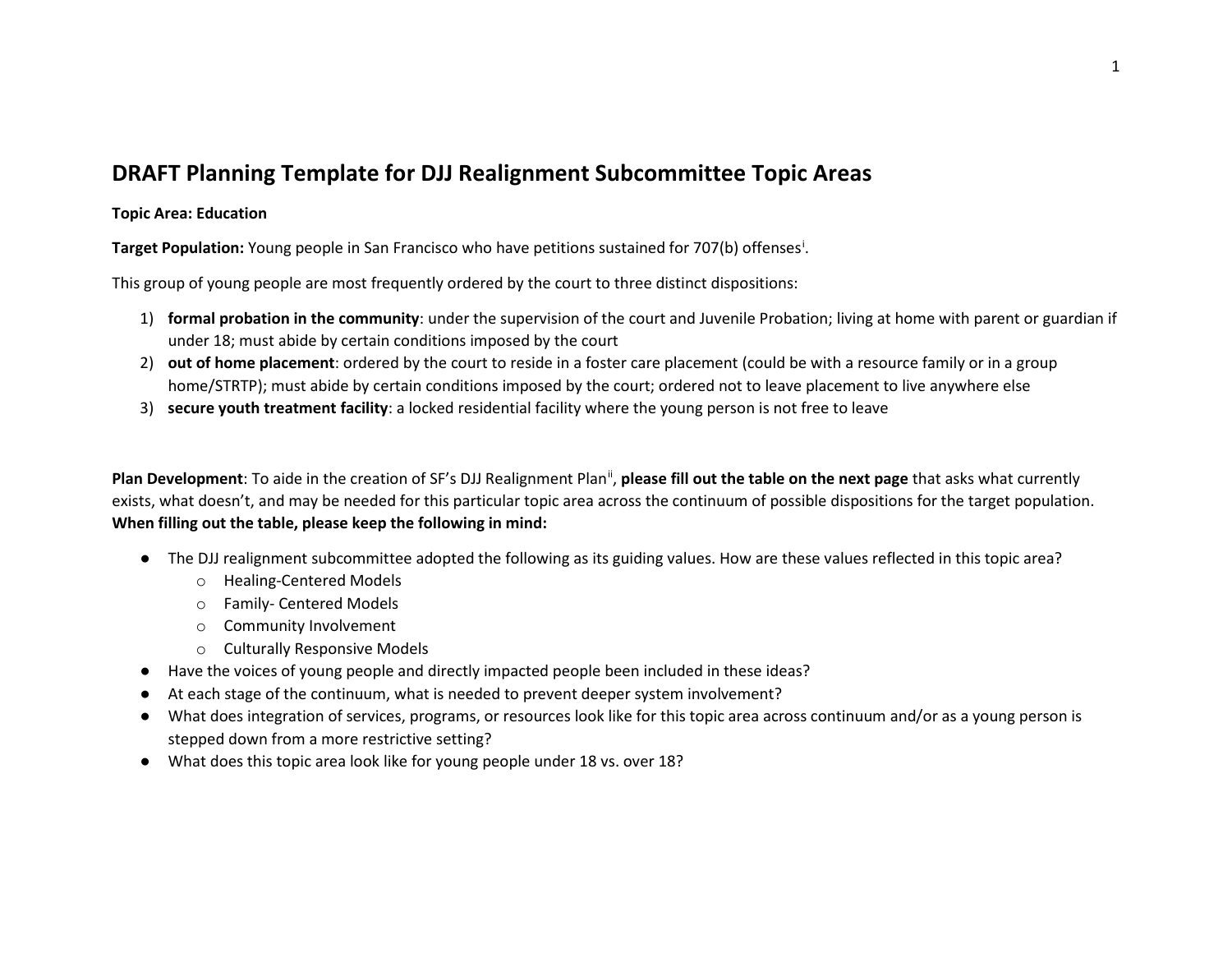# DRAFT Planning Template for DJJ Realignment Subcommittee Topic Areas

**Topic Area: Education**

**Target Population:** Young people in San Francisco who have petitions sustained for 707(b) offenses[i].

This group of young people are most frequently ordered by the court to three distinct dispositions:

1) **formal probation in the community**: under the supervision of the court and Juvenile Probation; living at home with parent or guardian if under 18; must abide by certain conditions imposed by the court
2) **out of home placement**: ordered by the court to reside in a foster care placement (could be with a resource family or in a group home/STRTP); must abide by certain conditions imposed by the court; ordered not to leave placement to live anywhere else
3) **secure youth treatment facility**: a locked residential facility where the young person is not free to leave

**Plan Development**: To aide in the creation of SF's DJJ Realignment Plan[ii], **please fill out the table on the next page** that asks what currently exists, what doesn't, and may be needed for this particular topic area across the continuum of possible dispositions for the target population. **When filling out the table, please keep the following in mind:**

- The DJJ realignment subcommittee adopted the following as its guiding values. How are these values reflected in this topic area?
  - Healing-Centered Models
  - Family- Centered Models
  - Community Involvement
  - Culturally Responsive Models
- Have the voices of young people and directly impacted people been included in these ideas?
- At each stage of the continuum, what is needed to prevent deeper system involvement?
- What does integration of services, programs, or resources look like for this topic area across continuum and/or as a young person is stepped down from a more restrictive setting?
- What does this topic area look like for young people under 18 vs. over 18?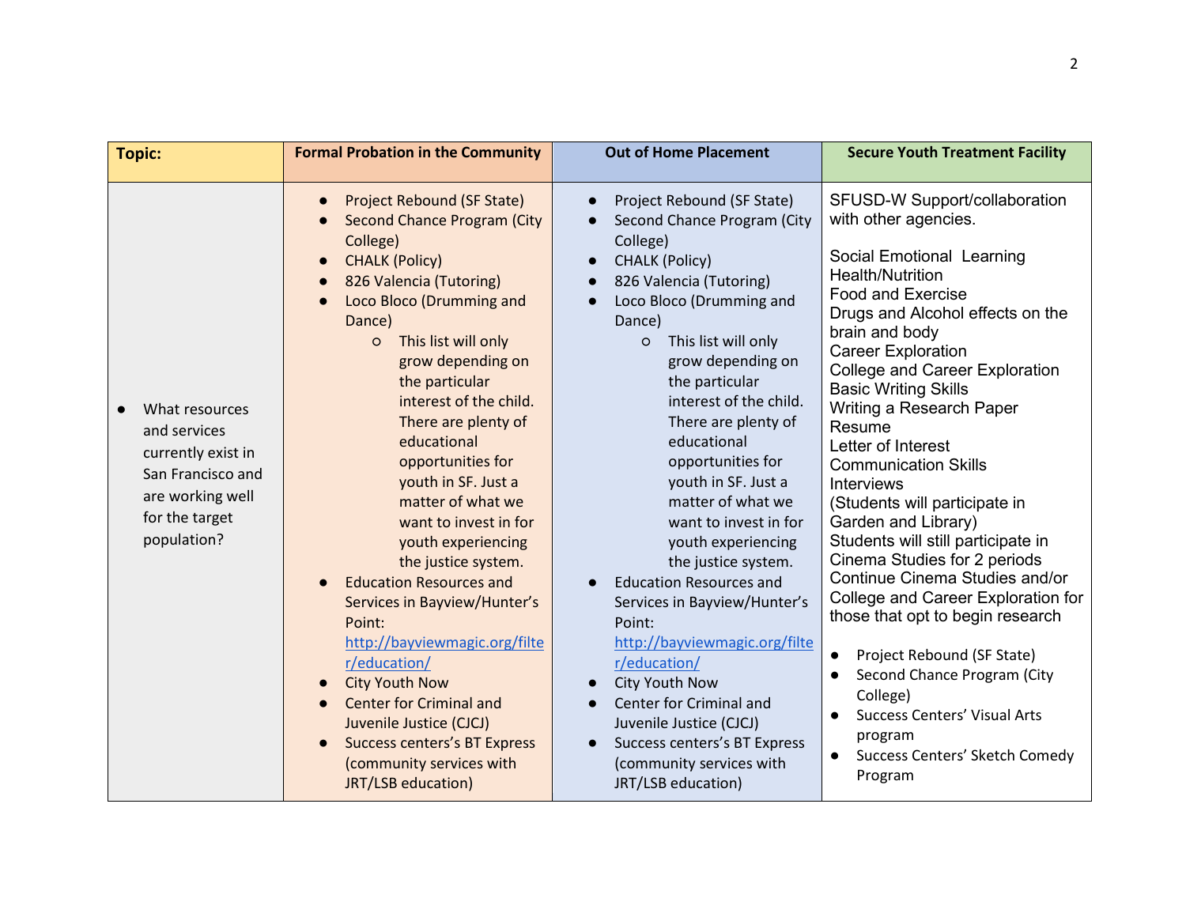| Topic: | Formal Probation in the Community | Out of Home Placement | Secure Youth Treatment Facility |
|---|---|---|---|
| • What resources and services currently exist in San Francisco and are working well for the target population? | • Project Rebound (SF State)<br>• Second Chance Program (City College)<br>• CHALK (Policy)<br>• 826 Valencia (Tutoring)<br>• Loco Bloco (Drumming and Dance)<br>&nbsp;&nbsp;&nbsp;&nbsp;○ This list will only grow depending on the particular interest of the child. There are plenty of educational opportunities for youth in SF. Just a matter of what we want to invest in for youth experiencing the justice system.<br>• Education Resources and Services in Bayview/Hunter's Point: http://bayviewmagic.org/filter/education/<br>• City Youth Now<br>• Center for Criminal and Juvenile Justice (CJCJ)<br>• Success centers's BT Express (community services with JRT/LSB education) | • Project Rebound (SF State)<br>• Second Chance Program (City College)<br>• CHALK (Policy)<br>• 826 Valencia (Tutoring)<br>• Loco Bloco (Drumming and Dance)<br>&nbsp;&nbsp;&nbsp;&nbsp;○ This list will only grow depending on the particular interest of the child. There are plenty of educational opportunities for youth in SF. Just a matter of what we want to invest in for youth experiencing the justice system.<br>• Education Resources and Services in Bayview/Hunter's Point: http://bayviewmagic.org/filter/education/<br>• City Youth Now<br>• Center for Criminal and Juvenile Justice (CJCJ)<br>• Success centers's BT Express (community services with JRT/LSB education) | SFUSD-W Support/collaboration with other agencies.<br><br>Social Emotional Learning<br>Health/Nutrition<br>Food and Exercise<br>Drugs and Alcohol effects on the brain and body<br>Career Exploration<br>College and Career Exploration<br>Basic Writing Skills<br>Writing a Research Paper<br>Resume<br>Letter of Interest<br>Communication Skills<br>Interviews<br>(Students will participate in Garden and Library)<br>Students will still participate in Cinema Studies for 2 periods<br>Continue Cinema Studies and/or College and Career Exploration for those that opt to begin research<br><br>• Project Rebound (SF State)<br>• Second Chance Program (City College)<br>• Success Centers' Visual Arts program<br>• Success Centers' Sketch Comedy Program |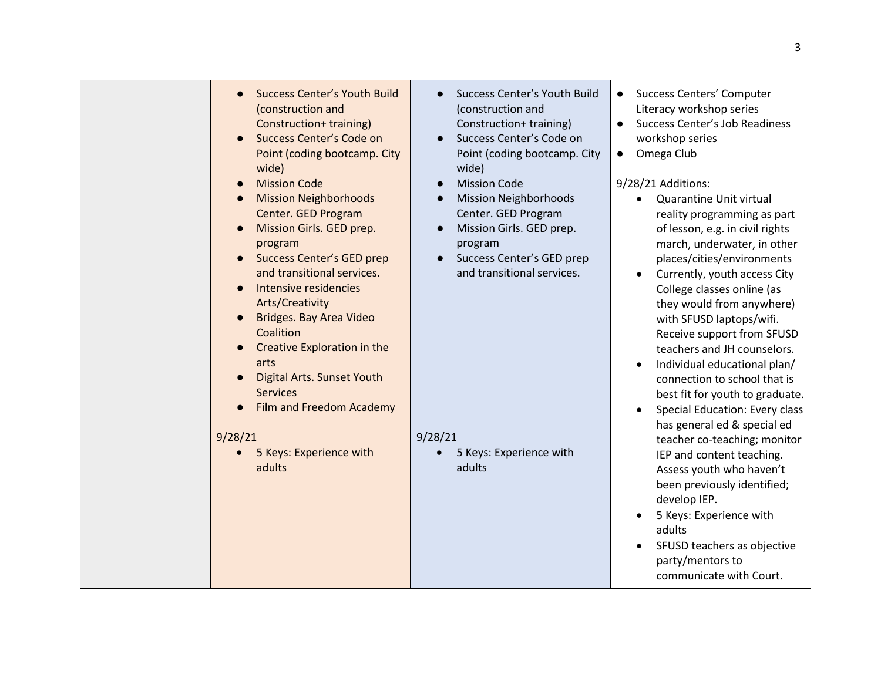| | | | |
|---|---|---|---|
| | • Success Center's Youth Build (construction and Construction+ training)<br>• Success Center's Code on Point (coding bootcamp. City wide)<br>• Mission Code<br>• Mission Neighborhoods Center. GED Program<br>• Mission Girls. GED prep. program<br>• Success Center's GED prep and transitional services.<br>• Intensive residencies Arts/Creativity<br>• Bridges. Bay Area Video Coalition<br>• Creative Exploration in the arts<br>• Digital Arts. Sunset Youth Services<br>• Film and Freedom Academy<br><br>9/28/21<br>• 5 Keys: Experience with adults | • Success Center's Youth Build (construction and Construction+ training)<br>• Success Center's Code on Point (coding bootcamp. City wide)<br>• Mission Code<br>• Mission Neighborhoods Center. GED Program<br>• Mission Girls. GED prep. program<br>• Success Center's GED prep and transitional services.<br><br>9/28/21<br>• 5 Keys: Experience with adults | • Success Centers' Computer Literacy workshop series<br>• Success Center's Job Readiness workshop series<br>• Omega Club<br><br>9/28/21 Additions:<br>• Quarantine Unit virtual reality programming as part of lesson, e.g. in civil rights march, underwater, in other places/cities/environments<br>• Currently, youth access City College classes online (as they would from anywhere) with SFUSD laptops/wifi. Receive support from SFUSD teachers and JH counselors.<br>• Individual educational plan/ connection to school that is best fit for youth to graduate.<br>• Special Education: Every class has general ed & special ed teacher co-teaching; monitor IEP and content teaching. Assess youth who haven't been previously identified; develop IEP.<br>• 5 Keys: Experience with adults<br>• SFUSD teachers as objective party/mentors to communicate with Court. |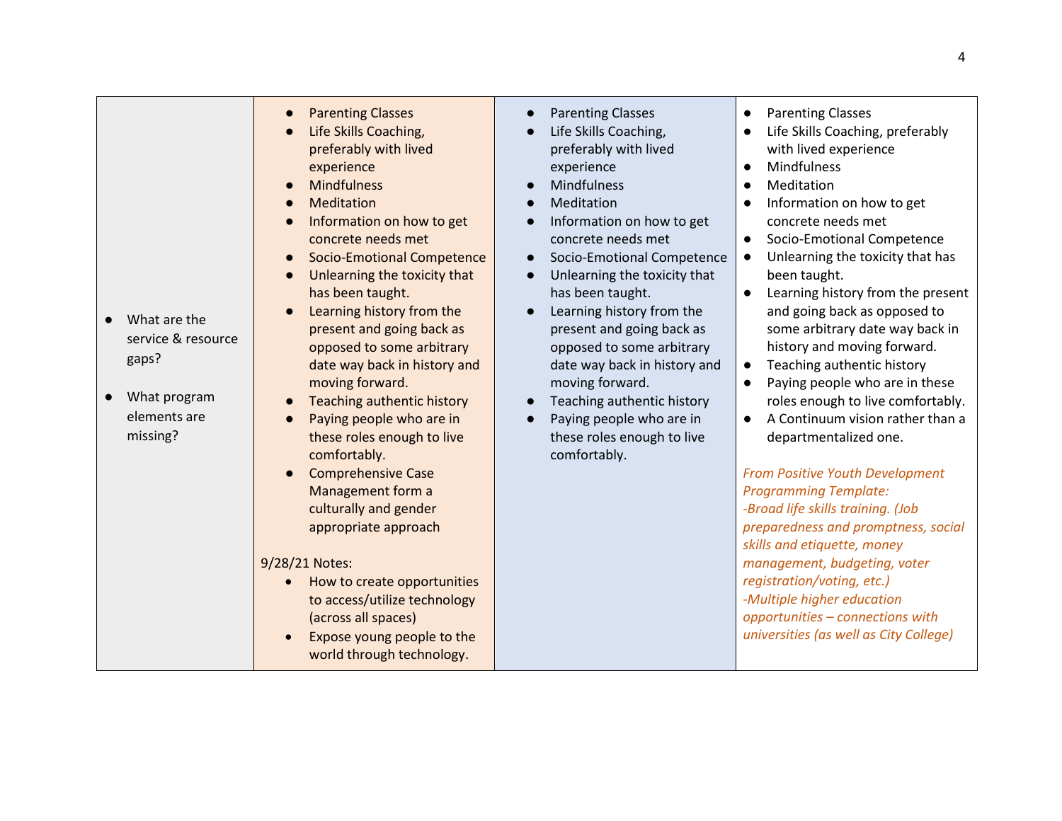| | | | |
|---|---|---|---|
| • What are the service & resource gaps?<br><br>• What program elements are missing? | • Parenting Classes<br>• Life Skills Coaching, preferably with lived experience<br>• Mindfulness<br>• Meditation<br>• Information on how to get concrete needs met<br>• Socio-Emotional Competence<br>• Unlearning the toxicity that has been taught.<br>• Learning history from the present and going back as opposed to some arbitrary date way back in history and moving forward.<br>• Teaching authentic history<br>• Paying people who are in these roles enough to live comfortably.<br>• Comprehensive Case Management form a culturally and gender appropriate approach<br><br>9/28/21 Notes:<br>• How to create opportunities to access/utilize technology (across all spaces)<br>• Expose young people to the world through technology. | • Parenting Classes<br>• Life Skills Coaching, preferably with lived experience<br>• Mindfulness<br>• Meditation<br>• Information on how to get concrete needs met<br>• Socio-Emotional Competence<br>• Unlearning the toxicity that has been taught.<br>• Learning history from the present and going back as opposed to some arbitrary date way back in history and moving forward.<br>• Teaching authentic history<br>• Paying people who are in these roles enough to live comfortably. | • Parenting Classes<br>• Life Skills Coaching, preferably with lived experience<br>• Mindfulness<br>• Meditation<br>• Information on how to get concrete needs met<br>• Socio-Emotional Competence<br>• Unlearning the toxicity that has been taught.<br>• Learning history from the present and going back as opposed to some arbitrary date way back in history and moving forward.<br>• Teaching authentic history<br>• Paying people who are in these roles enough to live comfortably.<br>• A Continuum vision rather than a departmentalized one.<br><br>*From Positive Youth Development Programming Template:*<br>*-Broad life skills training. (Job preparedness and promptness, social skills and etiquette, money management, budgeting, voter registration/voting, etc.)*<br>*-Multiple higher education opportunities – connections with universities (as well as City College)* |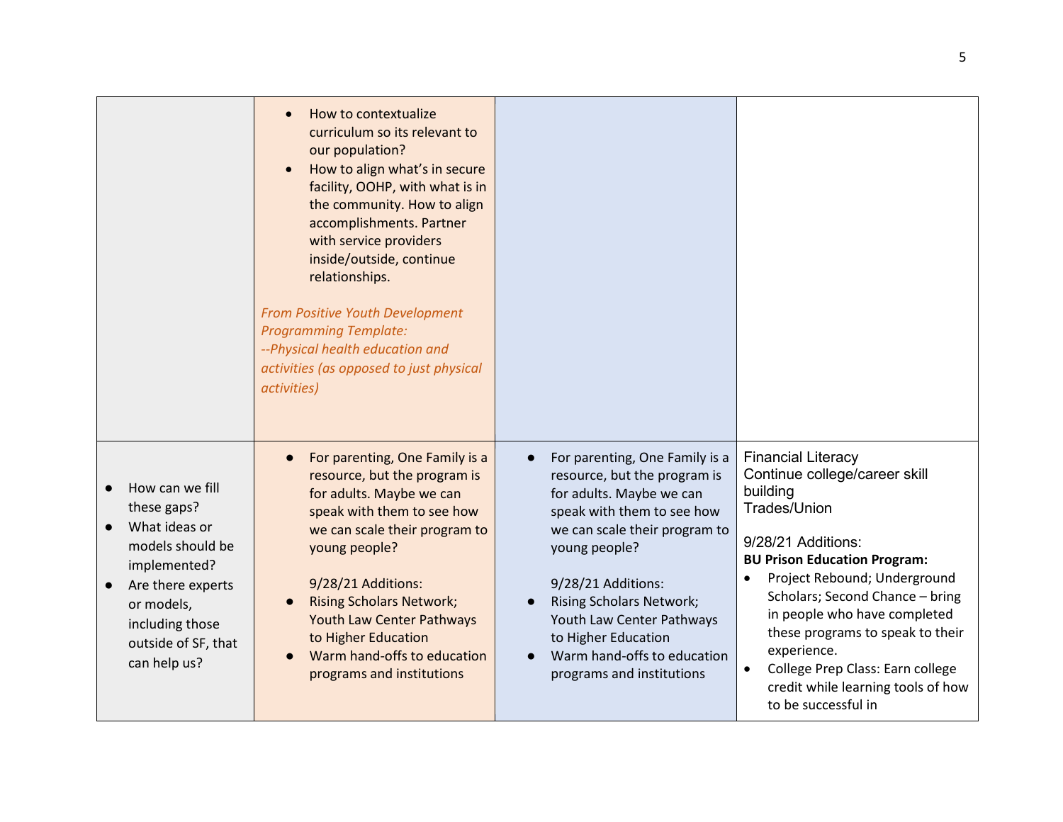| | | | |
|---|---|---|---|
| | • How to contextualize curriculum so its relevant to our population?<br>• How to align what's in secure facility, OOHP, with what is in the community. How to align accomplishments. Partner with service providers inside/outside, continue relationships.<br><br>*From Positive Youth Development Programming Template:*<br>*--Physical health education and activities (as opposed to just physical activities)* | | |
| • How can we fill these gaps?<br>• What ideas or models should be implemented?<br>• Are there experts or models, including those outside of SF, that can help us? | • For parenting, One Family is a resource, but the program is for adults. Maybe we can speak with them to see how we can scale their program to young people?<br><br>9/28/21 Additions:<br>• Rising Scholars Network; Youth Law Center Pathways to Higher Education<br>• Warm hand-offs to education programs and institutions | • For parenting, One Family is a resource, but the program is for adults. Maybe we can speak with them to see how we can scale their program to young people?<br><br>9/28/21 Additions:<br>• Rising Scholars Network; Youth Law Center Pathways to Higher Education<br>• Warm hand-offs to education programs and institutions | Financial Literacy<br>Continue college/career skill building<br>Trades/Union<br><br>9/28/21 Additions:<br>**BU Prison Education Program:**<br>• Project Rebound; Underground Scholars; Second Chance – bring in people who have completed these programs to speak to their experience.<br>• College Prep Class: Earn college credit while learning tools of how to be successful in |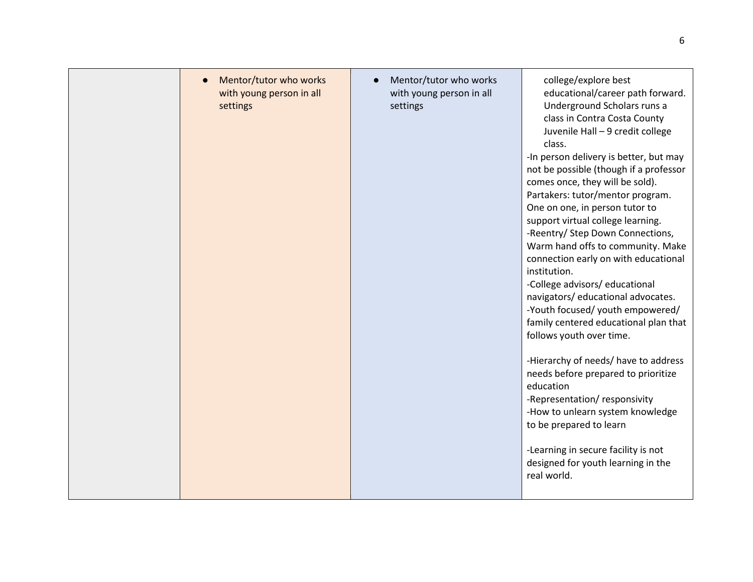| | | | |
|---|---|---|---|
| | ● Mentor/tutor who works with young person in all settings | ● Mentor/tutor who works with young person in all settings | college/explore best educational/career path forward. Underground Scholars runs a class in Contra Costa County Juvenile Hall – 9 credit college class.<br>-In person delivery is better, but may not be possible (though if a professor comes once, they will be sold). Partakers: tutor/mentor program. One on one, in person tutor to support virtual college learning.<br>-Reentry/ Step Down Connections, Warm hand offs to community. Make connection early on with educational institution.<br>-College advisors/ educational navigators/ educational advocates.<br>-Youth focused/ youth empowered/ family centered educational plan that follows youth over time.<br><br>-Hierarchy of needs/ have to address needs before prepared to prioritize education<br>-Representation/ responsivity<br>-How to unlearn system knowledge to be prepared to learn<br><br>-Learning in secure facility is not designed for youth learning in the real world. |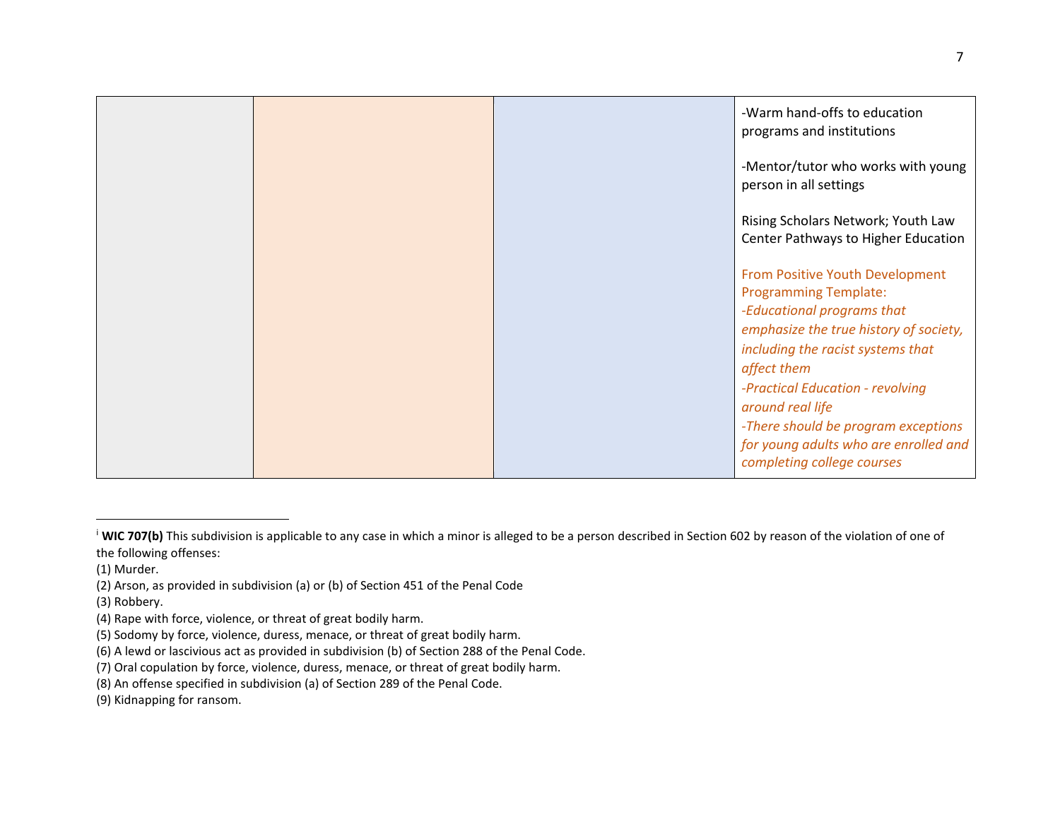| | | | |
|---|---|---|---|
| | | | -Warm hand-offs to education programs and institutions<br><br>-Mentor/tutor who works with young person in all settings<br><br>Rising Scholars Network; Youth Law Center Pathways to Higher Education<br><br>From Positive Youth Development Programming Template:<br>*-Educational programs that emphasize the true history of society, including the racist systems that affect them*<br>*-Practical Education - revolving around real life*<br>*-There should be program exceptions for young adults who are enrolled and completing college courses* |

[i] **WIC 707(b)** This subdivision is applicable to any case in which a minor is alleged to be a person described in Section 602 by reason of the violation of one of the following offenses:

(1) Murder.

(2) Arson, as provided in subdivision (a) or (b) of Section 451 of the Penal Code

(3) Robbery.

(4) Rape with force, violence, or threat of great bodily harm.

(5) Sodomy by force, violence, duress, menace, or threat of great bodily harm.

(6) A lewd or lascivious act as provided in subdivision (b) of Section 288 of the Penal Code.

(7) Oral copulation by force, violence, duress, menace, or threat of great bodily harm.

(8) An offense specified in subdivision (a) of Section 289 of the Penal Code.

(9) Kidnapping for ransom.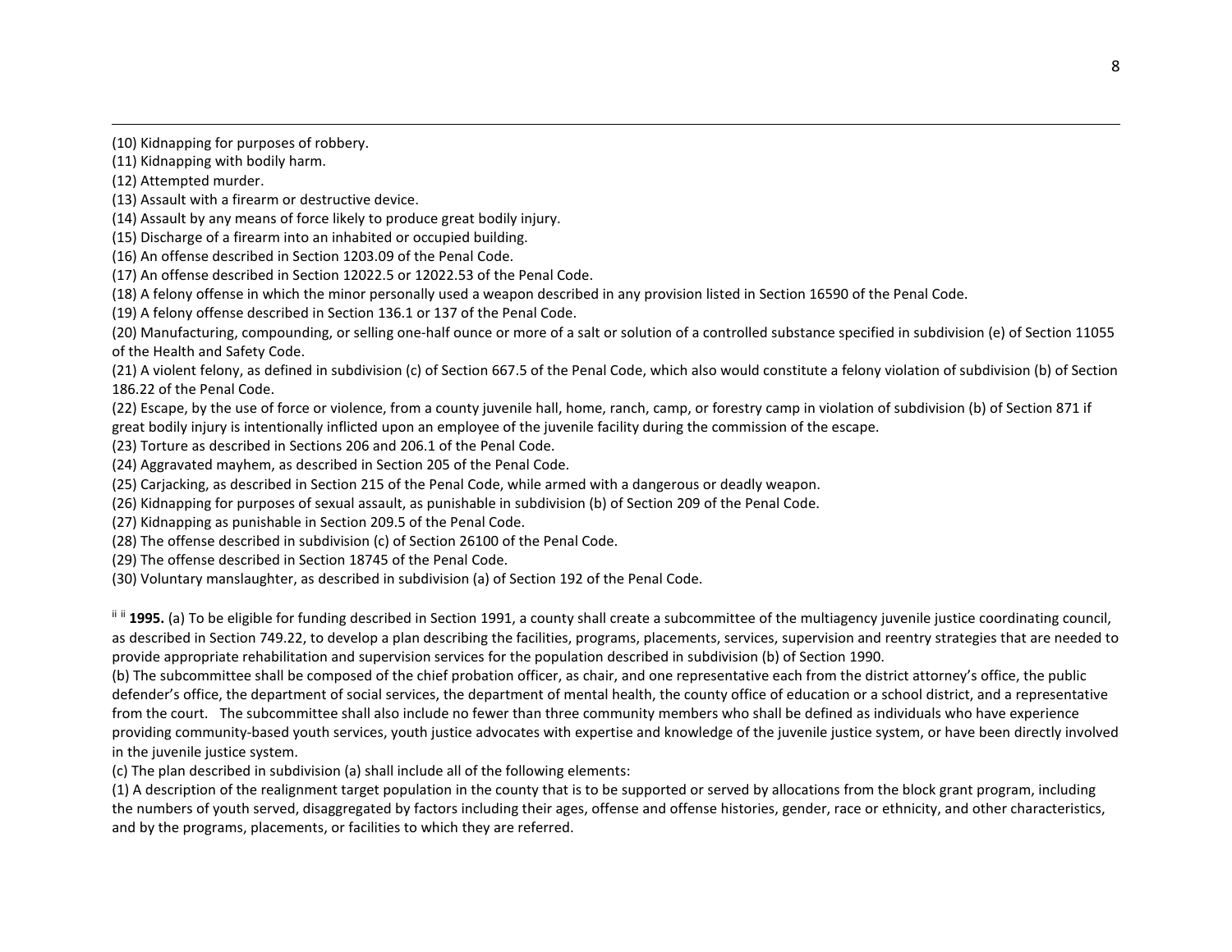(10) Kidnapping for purposes of robbery.
(11) Kidnapping with bodily harm.
(12) Attempted murder.
(13) Assault with a firearm or destructive device.
(14) Assault by any means of force likely to produce great bodily injury.
(15) Discharge of a firearm into an inhabited or occupied building.
(16) An offense described in Section 1203.09 of the Penal Code.
(17) An offense described in Section 12022.5 or 12022.53 of the Penal Code.
(18) A felony offense in which the minor personally used a weapon described in any provision listed in Section 16590 of the Penal Code.
(19) A felony offense described in Section 136.1 or 137 of the Penal Code.
(20) Manufacturing, compounding, or selling one-half ounce or more of a salt or solution of a controlled substance specified in subdivision (e) of Section 11055 of the Health and Safety Code.
(21) A violent felony, as defined in subdivision (c) of Section 667.5 of the Penal Code, which also would constitute a felony violation of subdivision (b) of Section 186.22 of the Penal Code.
(22) Escape, by the use of force or violence, from a county juvenile hall, home, ranch, camp, or forestry camp in violation of subdivision (b) of Section 871 if great bodily injury is intentionally inflicted upon an employee of the juvenile facility during the commission of the escape.
(23) Torture as described in Sections 206 and 206.1 of the Penal Code.
(24) Aggravated mayhem, as described in Section 205 of the Penal Code.
(25) Carjacking, as described in Section 215 of the Penal Code, while armed with a dangerous or deadly weapon.
(26) Kidnapping for purposes of sexual assault, as punishable in subdivision (b) of Section 209 of the Penal Code.
(27) Kidnapping as punishable in Section 209.5 of the Penal Code.
(28) The offense described in subdivision (c) of Section 26100 of the Penal Code.
(29) The offense described in Section 18745 of the Penal Code.
(30) Voluntary manslaughter, as described in subdivision (a) of Section 192 of the Penal Code.

[ii] [ii] **1995.** (a) To be eligible for funding described in Section 1991, a county shall create a subcommittee of the multiagency juvenile justice coordinating council, as described in Section 749.22, to develop a plan describing the facilities, programs, placements, services, supervision and reentry strategies that are needed to provide appropriate rehabilitation and supervision services for the population described in subdivision (b) of Section 1990.
(b) The subcommittee shall be composed of the chief probation officer, as chair, and one representative each from the district attorney's office, the public defender's office, the department of social services, the department of mental health, the county office of education or a school district, and a representative from the court. The subcommittee shall also include no fewer than three community members who shall be defined as individuals who have experience providing community-based youth services, youth justice advocates with expertise and knowledge of the juvenile justice system, or have been directly involved in the juvenile justice system.
(c) The plan described in subdivision (a) shall include all of the following elements:
(1) A description of the realignment target population in the county that is to be supported or served by allocations from the block grant program, including the numbers of youth served, disaggregated by factors including their ages, offense and offense histories, gender, race or ethnicity, and other characteristics, and by the programs, placements, or facilities to which they are referred.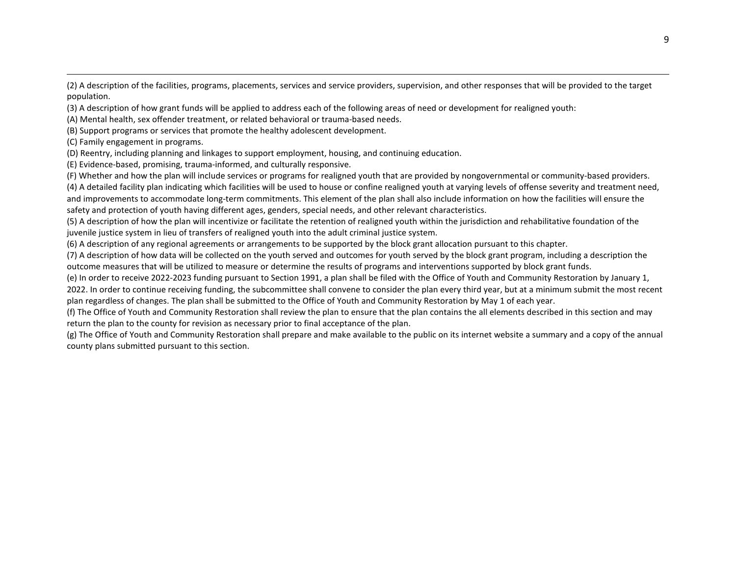(2) A description of the facilities, programs, placements, services and service providers, supervision, and other responses that will be provided to the target population.

(3) A description of how grant funds will be applied to address each of the following areas of need or development for realigned youth:

(A) Mental health, sex offender treatment, or related behavioral or trauma-based needs.

(B) Support programs or services that promote the healthy adolescent development.

(C) Family engagement in programs.

(D) Reentry, including planning and linkages to support employment, housing, and continuing education.

(E) Evidence-based, promising, trauma-informed, and culturally responsive.

(F) Whether and how the plan will include services or programs for realigned youth that are provided by nongovernmental or community-based providers.

(4) A detailed facility plan indicating which facilities will be used to house or confine realigned youth at varying levels of offense severity and treatment need, and improvements to accommodate long-term commitments. This element of the plan shall also include information on how the facilities will ensure the safety and protection of youth having different ages, genders, special needs, and other relevant characteristics.

(5) A description of how the plan will incentivize or facilitate the retention of realigned youth within the jurisdiction and rehabilitative foundation of the juvenile justice system in lieu of transfers of realigned youth into the adult criminal justice system.

(6) A description of any regional agreements or arrangements to be supported by the block grant allocation pursuant to this chapter.

(7) A description of how data will be collected on the youth served and outcomes for youth served by the block grant program, including a description the outcome measures that will be utilized to measure or determine the results of programs and interventions supported by block grant funds.

(e) In order to receive 2022-2023 funding pursuant to Section 1991, a plan shall be filed with the Office of Youth and Community Restoration by January 1, 2022. In order to continue receiving funding, the subcommittee shall convene to consider the plan every third year, but at a minimum submit the most recent plan regardless of changes. The plan shall be submitted to the Office of Youth and Community Restoration by May 1 of each year.

(f) The Office of Youth and Community Restoration shall review the plan to ensure that the plan contains the all elements described in this section and may return the plan to the county for revision as necessary prior to final acceptance of the plan.

(g) The Office of Youth and Community Restoration shall prepare and make available to the public on its internet website a summary and a copy of the annual county plans submitted pursuant to this section.